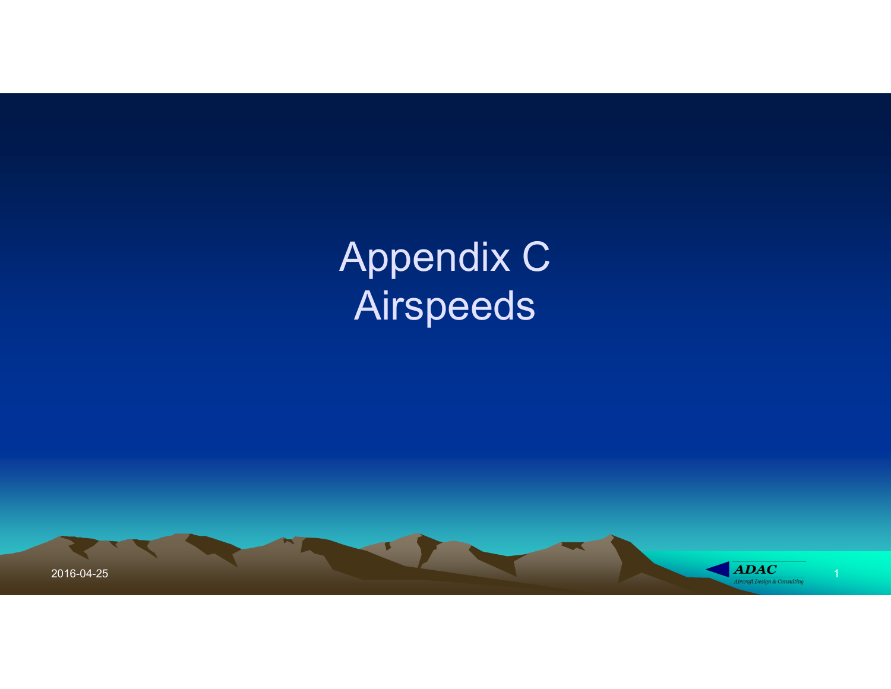# Appendix C
# Airspeeds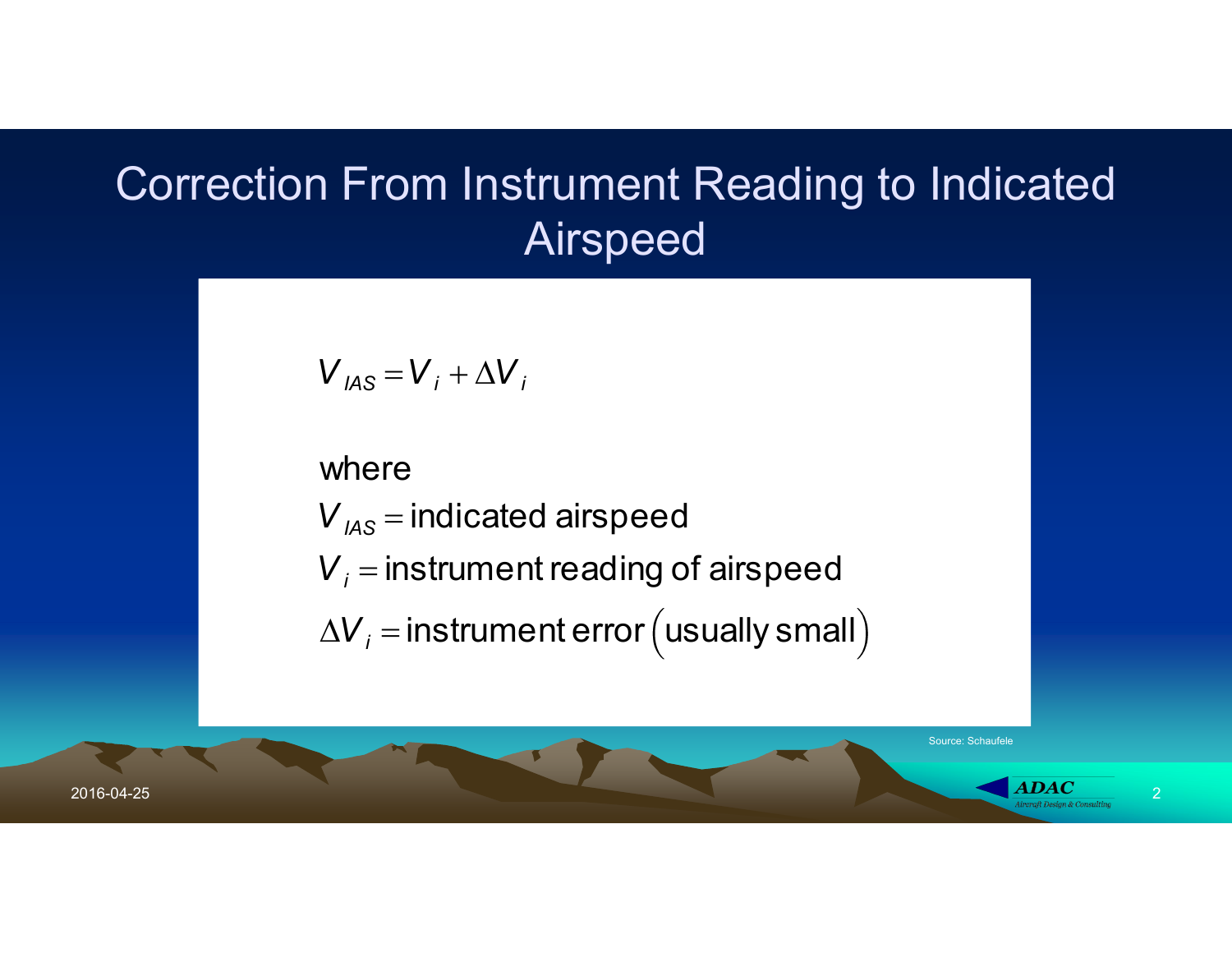# Correction From Instrument Reading to Indicated Airspeed

$$V_{IAS} = V_i + \Delta V_i$$

where

$V_{IAS}$ = indicated airspeed

$V_i$ = instrument reading of airspeed

$\Delta V_i$ = instrument error (usually small)

Source: Schaufele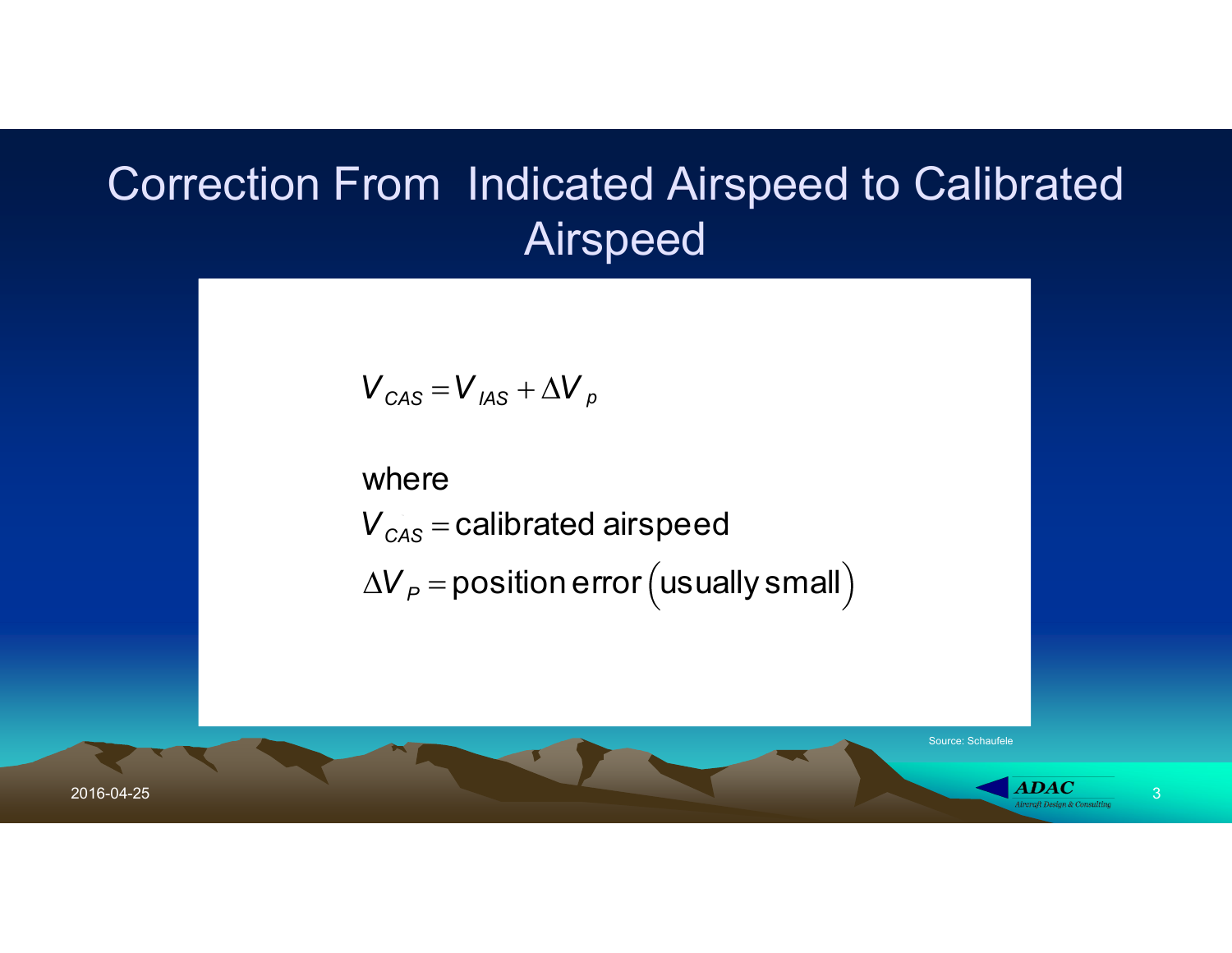# Correction From Indicated Airspeed to Calibrated Airspeed

$$V_{CAS} = V_{IAS} + \Delta V_p$$

where

$V_{CAS} =$ calibrated airspeed

$\Delta V_P =$ position error (usually small)

Source: Schaufele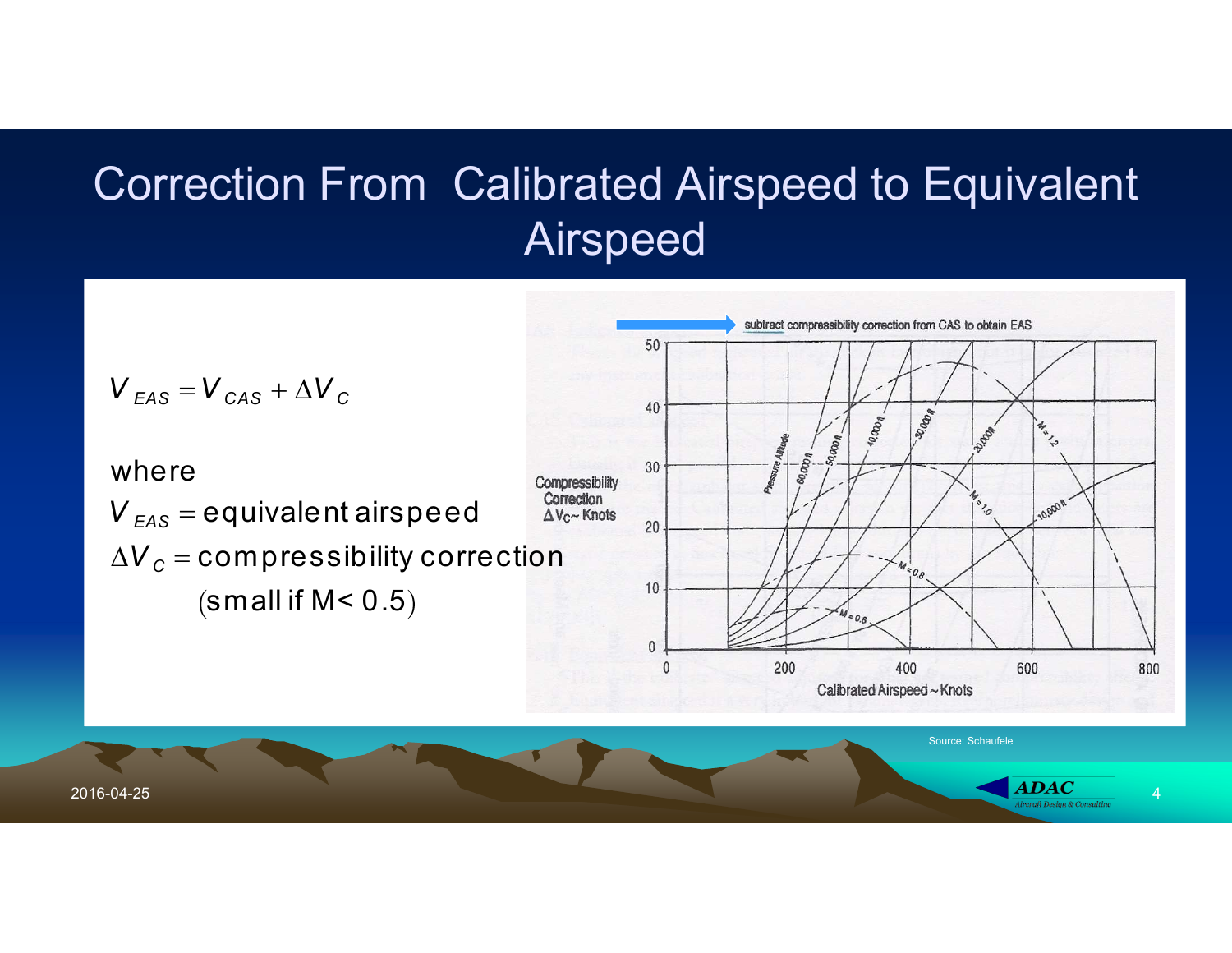# Correction From Calibrated Airspeed to Equivalent Airspeed

$$V_{EAS} = V_{CAS} + \Delta V_C$$

where

$V_{EAS}$ = equivalent airspeed

$\Delta V_C$ = compressibility correction (small if M< 0.5)

subtract compressibility correction from CAS to obtain EAS

Compressibility Correction $\Delta V_C$ ~ Knots

Calibrated Airspeed ~ Knots

Pressure Altitude: 60,000 ft, 50,000 ft, 40,000 ft, 30,000 ft, 20,000 ft, 10,000 ft

M = 0.6, M = 0.8, M = 1.0, M = 1.2

Source: Schaufele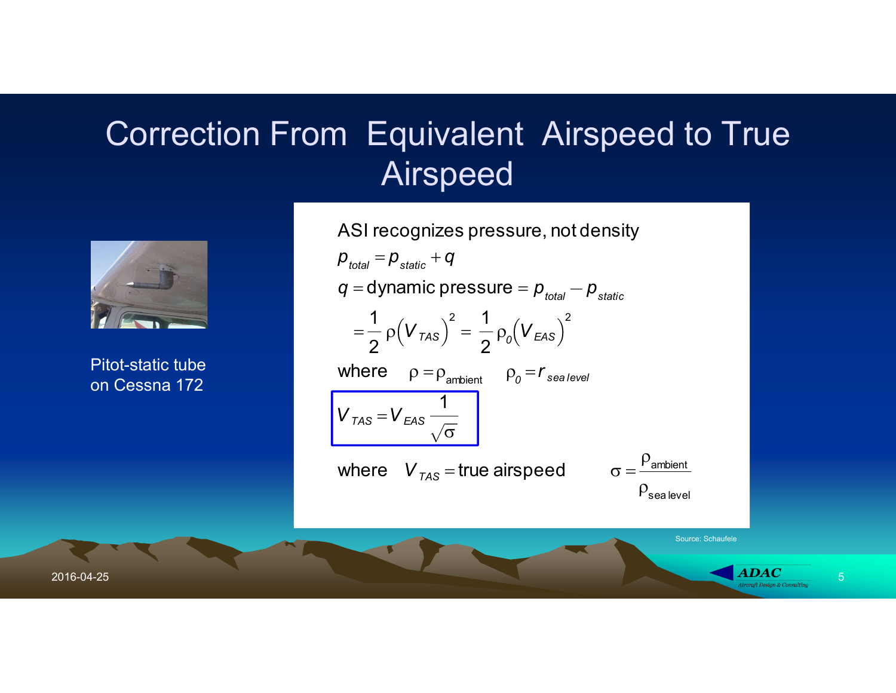# Correction From Equivalent Airspeed to True Airspeed

Pitot-static tube on Cessna 172

ASI recognizes pressure, not density

$$p_{total} = p_{static} + q$$

$$q = \text{dynamic pressure} = p_{total} - p_{static}$$

$$= \frac{1}{2}\rho\left(V_{TAS}\right)^2 = \frac{1}{2}\rho_0\left(V_{EAS}\right)^2$$

where $\rho = \rho_{ambient}$ $\quad \rho_0 = r_{sea\,level}$

$$V_{TAS} = V_{EAS}\frac{1}{\sqrt{\sigma}}$$

where $V_{TAS} = \text{true airspeed}$ $\quad \sigma = \dfrac{\rho_{ambient}}{\rho_{sea\,level}}$

Source: Schaufele

2016-04-25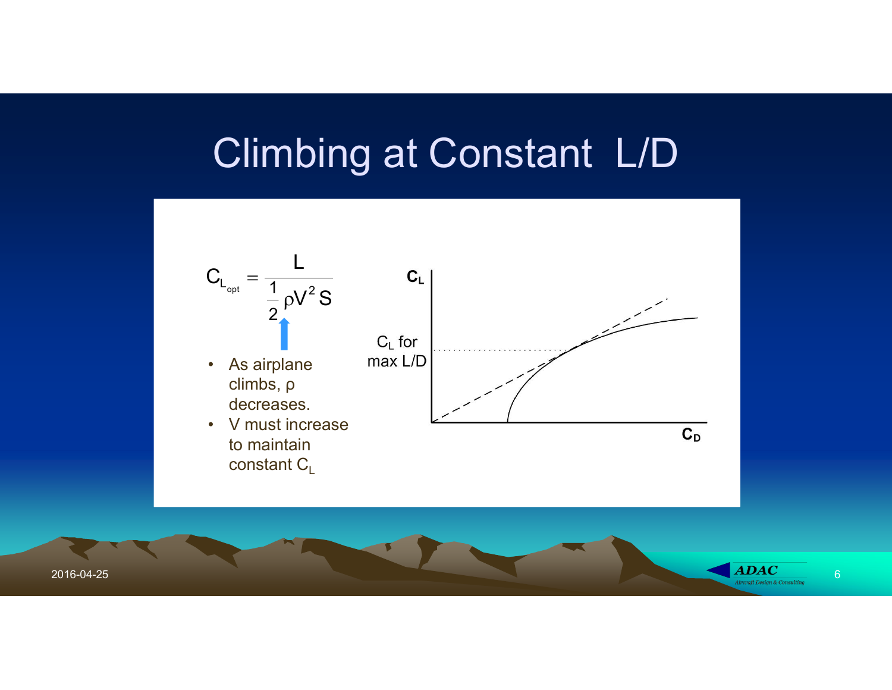# Climbing at Constant L/D

$$C_{L_{opt}} = \frac{L}{\frac{1}{2}\rho V^2 S}$$

- As airplane climbs, ρ decreases.
- V must increase to maintain constant $C_L$

$C_L$

$C_L$ for max L/D

$C_D$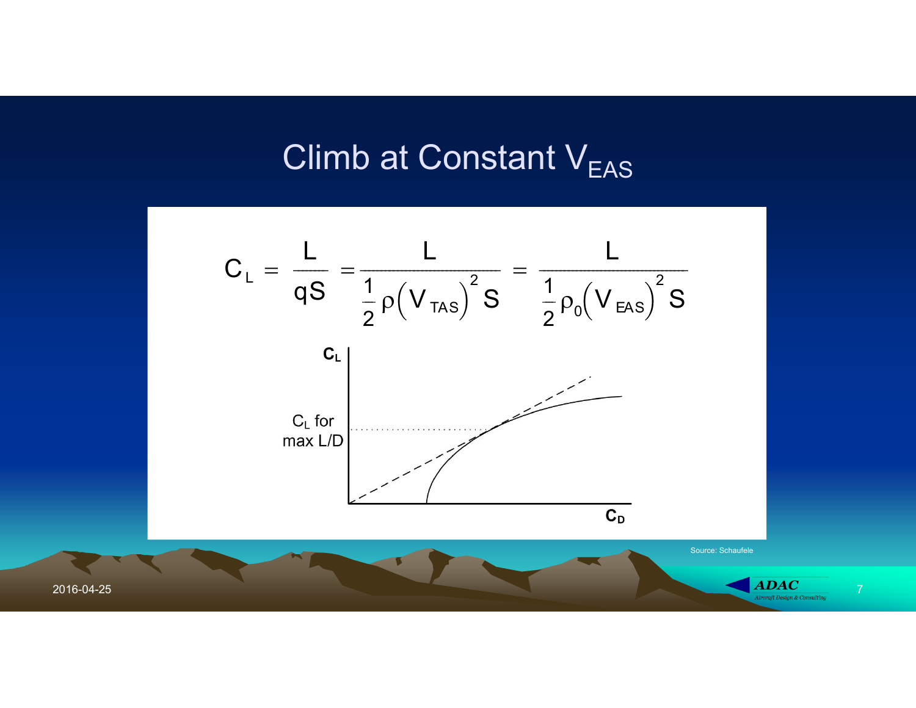# Climb at Constant $V_{EAS}$

$$C_L = \frac{L}{qS} = \frac{L}{\frac{1}{2}\rho\left(V_{TAS}\right)^2 S} = \frac{L}{\frac{1}{2}\rho_0\left(V_{EAS}\right)^2 S}$$

$C_L$

$C_L$ for max L/D

$C_D$

Source: Schaufele

2016-04-25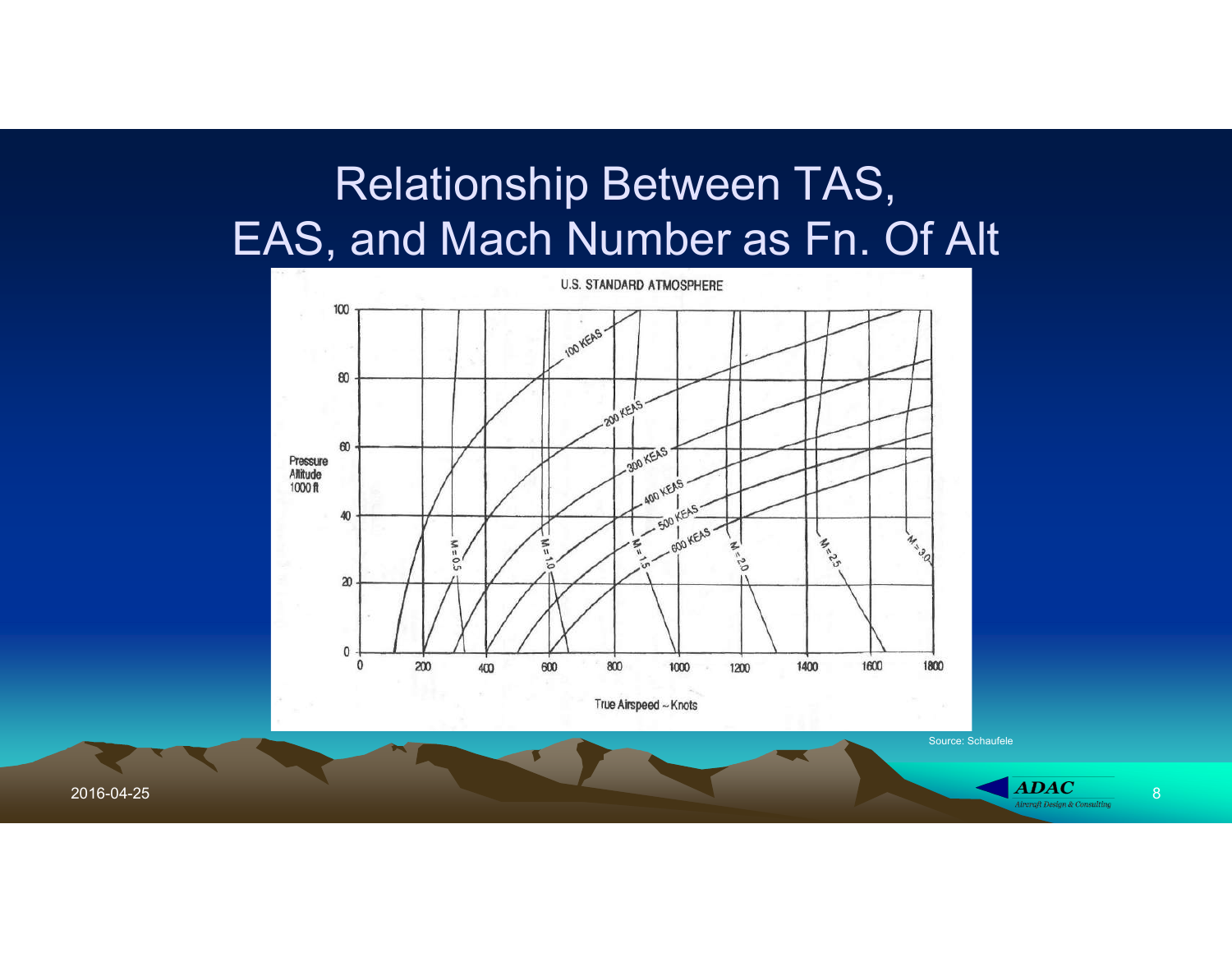# Relationship Between TAS, EAS, and Mach Number as Fn. Of Alt

U.S. STANDARD ATMOSPHERE

Pressure Altitude 1000 ft

100 KEAS, 200 KEAS, 300 KEAS, 400 KEAS, 500 KEAS, 600 KEAS

M = 0.5, M = 1.0, M = 1.5, M = 2.0, M = 2.5, M = 3.0

True Airspeed ~ Knots

Source: Schaufele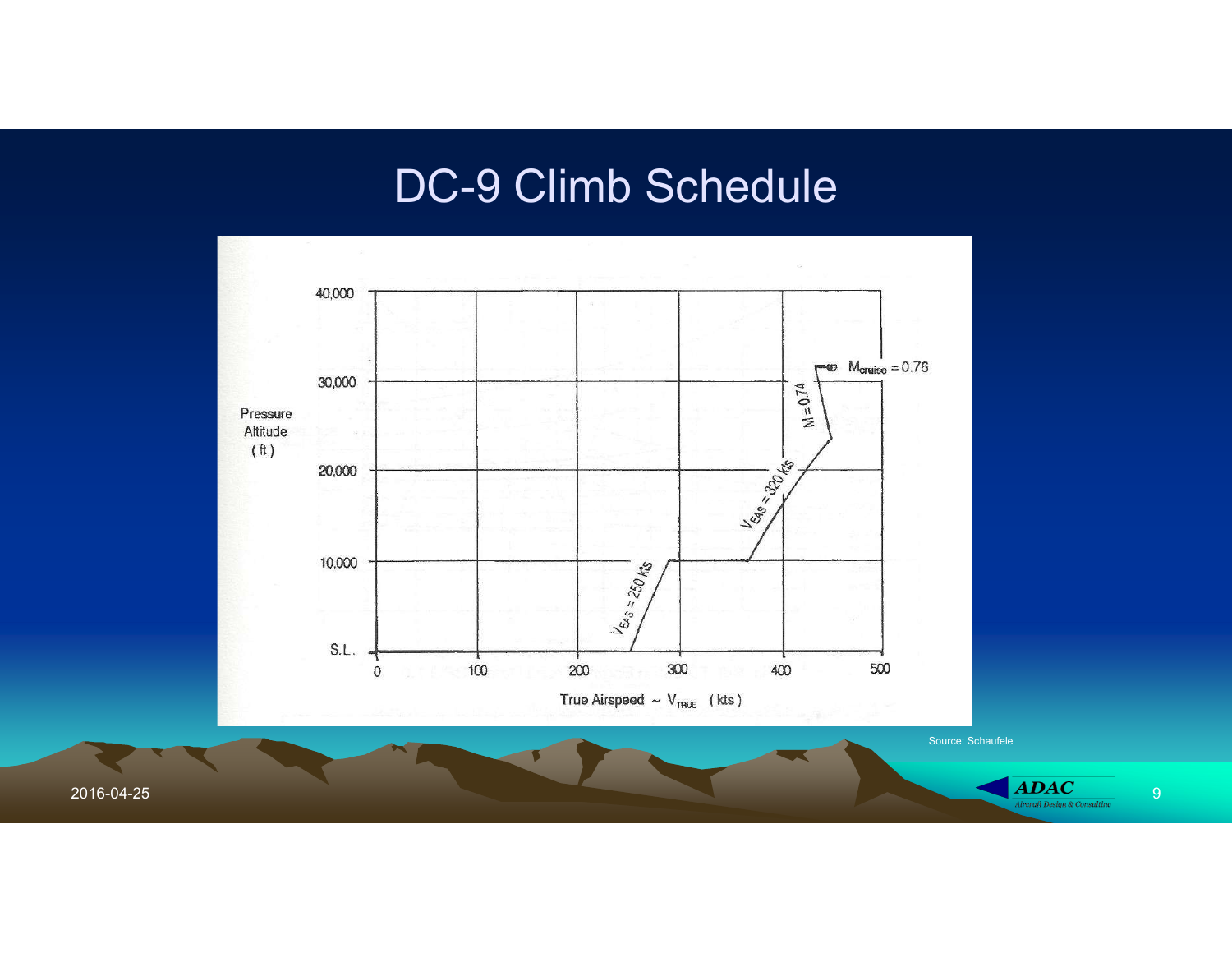# DC-9 Climb Schedule

40,000

30,000

20,000

10,000

S.L.

Pressure Altitude ( ft )

0

100

200

300

400

500

True Airspeed ~ $V_{TRUE}$ ( kts )

$V_{EAS}$ = 250 kts

$V_{EAS}$ = 320 kts

M = 0.74

$M_{cruise}$ = 0.76

Source: Schaufele

2016-04-25